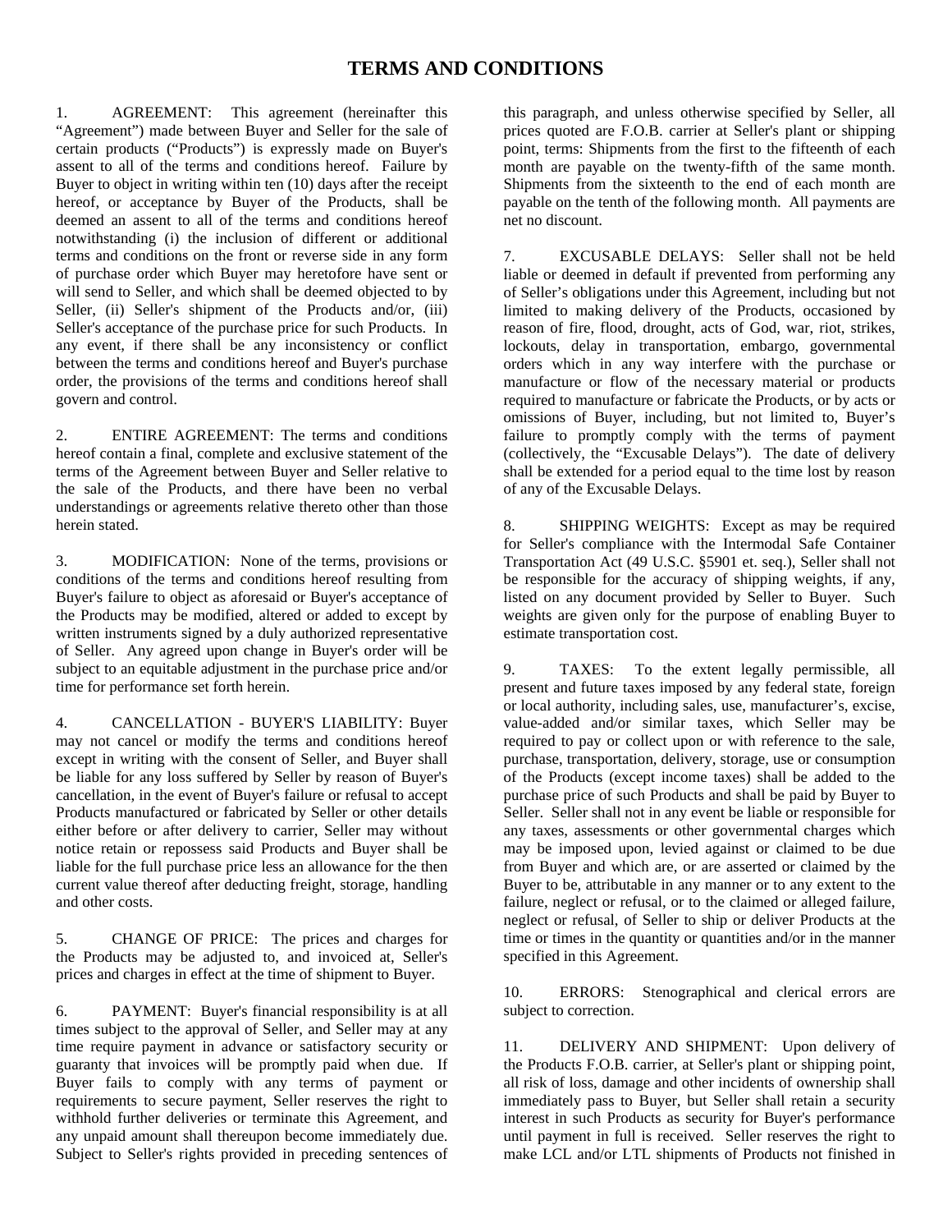# TERMS AND CONDITIONS

1. AGREEMENT: This agreement (hereinafter this "Agreement") made between Buyer and Seller for the sale of certain products ("Products") is expressly made on Buyer's assent to all of the terms and conditions hereof. Failure by Buyer to object in writing within ten (10) days after the receipt hereof, or acceptance by Buyer of the Products, shall be deemed an assent to all of the terms and conditions hereof notwithstanding (i) the inclusion of different or additional terms and conditions on the front or reverse side in any form of purchase order which Buyer may heretofore have sent or will send to Seller, and which shall be deemed objected to by Seller, (ii) Seller's shipment of the Products and/or, (iii) Seller's acceptance of the purchase price for such Products. In any event, if there shall be any inconsistency or conflict between the terms and conditions hereof and Buyer's purchase order, the provisions of the terms and conditions hereof shall govern and control.

2. ENTIRE AGREEMENT: The terms and conditions hereof contain a final, complete and exclusive statement of the terms of the Agreement between Buyer and Seller relative to the sale of the Products, and there have been no verbal understandings or agreements relative thereto other than those herein stated.

3. MODIFICATION: None of the terms, provisions or conditions of the terms and conditions hereof resulting from Buyer's failure to object as aforesaid or Buyer's acceptance of the Products may be modified, altered or added to except by written instruments signed by a duly authorized representative of Seller. Any agreed upon change in Buyer's order will be subject to an equitable adjustment in the purchase price and/or time for performance set forth herein.

4. CANCELLATION - BUYER'S LIABILITY: Buyer may not cancel or modify the terms and conditions hereof except in writing with the consent of Seller, and Buyer shall be liable for any loss suffered by Seller by reason of Buyer's cancellation, in the event of Buyer's failure or refusal to accept Products manufactured or fabricated by Seller or other details either before or after delivery to carrier, Seller may without notice retain or repossess said Products and Buyer shall be liable for the full purchase price less an allowance for the then current value thereof after deducting freight, storage, handling and other costs.

5. CHANGE OF PRICE: The prices and charges for the Products may be adjusted to, and invoiced at, Seller's prices and charges in effect at the time of shipment to Buyer.

6. PAYMENT: Buyer's financial responsibility is at all times subject to the approval of Seller, and Seller may at any time require payment in advance or satisfactory security or guaranty that invoices will be promptly paid when due. If Buyer fails to comply with any terms of payment or requirements to secure payment, Seller reserves the right to withhold further deliveries or terminate this Agreement, and any unpaid amount shall thereupon become immediately due. Subject to Seller's rights provided in preceding sentences of this paragraph, and unless otherwise specified by Seller, all prices quoted are F.O.B. carrier at Seller's plant or shipping point, terms: Shipments from the first to the fifteenth of each month are payable on the twenty-fifth of the same month. Shipments from the sixteenth to the end of each month are payable on the tenth of the following month. All payments are net no discount.

7. EXCUSABLE DELAYS: Seller shall not be held liable or deemed in default if prevented from performing any of Seller's obligations under this Agreement, including but not limited to making delivery of the Products, occasioned by reason of fire, flood, drought, acts of God, war, riot, strikes, lockouts, delay in transportation, embargo, governmental orders which in any way interfere with the purchase or manufacture or flow of the necessary material or products required to manufacture or fabricate the Products, or by acts or omissions of Buyer, including, but not limited to, Buyer's failure to promptly comply with the terms of payment (collectively, the "Excusable Delays"). The date of delivery shall be extended for a period equal to the time lost by reason of any of the Excusable Delays.

8. SHIPPING WEIGHTS: Except as may be required for Seller's compliance with the Intermodal Safe Container Transportation Act (49 U.S.C. §5901 et. seq.), Seller shall not be responsible for the accuracy of shipping weights, if any, listed on any document provided by Seller to Buyer. Such weights are given only for the purpose of enabling Buyer to estimate transportation cost.

9. TAXES: To the extent legally permissible, all present and future taxes imposed by any federal state, foreign or local authority, including sales, use, manufacturer's, excise, value-added and/or similar taxes, which Seller may be required to pay or collect upon or with reference to the sale, purchase, transportation, delivery, storage, use or consumption of the Products (except income taxes) shall be added to the purchase price of such Products and shall be paid by Buyer to Seller. Seller shall not in any event be liable or responsible for any taxes, assessments or other governmental charges which may be imposed upon, levied against or claimed to be due from Buyer and which are, or are asserted or claimed by the Buyer to be, attributable in any manner or to any extent to the failure, neglect or refusal, or to the claimed or alleged failure, neglect or refusal, of Seller to ship or deliver Products at the time or times in the quantity or quantities and/or in the manner specified in this Agreement.

10. ERRORS: Stenographical and clerical errors are subject to correction.

11. DELIVERY AND SHIPMENT: Upon delivery of the Products F.O.B. carrier, at Seller's plant or shipping point, all risk of loss, damage and other incidents of ownership shall immediately pass to Buyer, but Seller shall retain a security interest in such Products as security for Buyer's performance until payment in full is received. Seller reserves the right to make LCL and/or LTL shipments of Products not finished in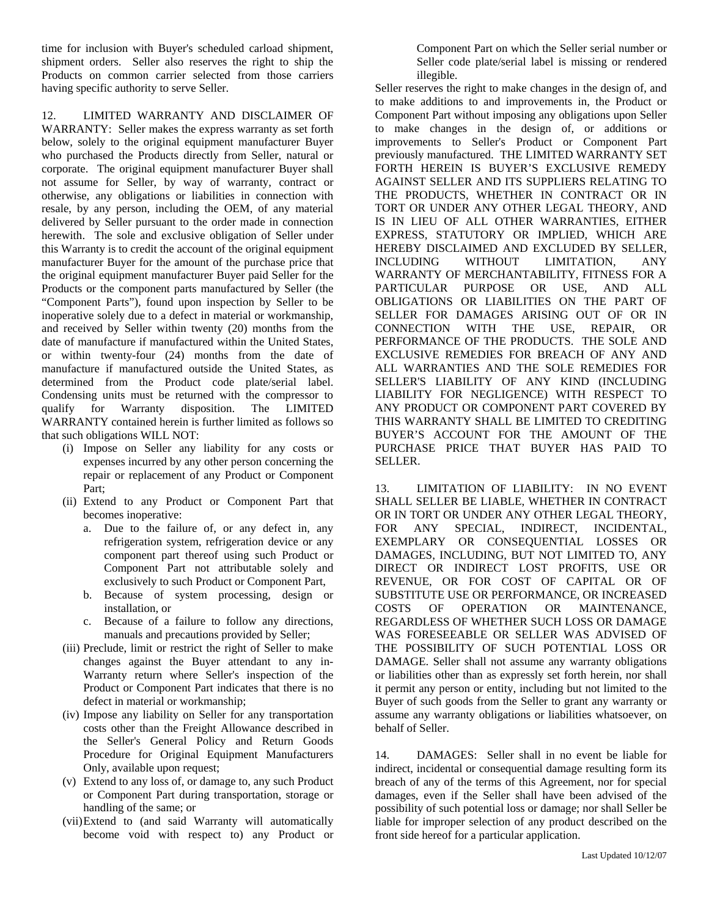time for inclusion with Buyer's scheduled carload shipment, shipment orders. Seller also reserves the right to ship the Products on common carrier selected from those carriers having specific authority to serve Seller.

12. LIMITED WARRANTY AND DISCLAIMER OF WARRANTY: Seller makes the express warranty as set forth below, solely to the original equipment manufacturer Buyer who purchased the Products directly from Seller, natural or corporate. The original equipment manufacturer Buyer shall not assume for Seller, by way of warranty, contract or otherwise, any obligations or liabilities in connection with resale, by any person, including the OEM, of any material delivered by Seller pursuant to the order made in connection herewith. The sole and exclusive obligation of Seller under this Warranty is to credit the account of the original equipment manufacturer Buyer for the amount of the purchase price that the original equipment manufacturer Buyer paid Seller for the Products or the component parts manufactured by Seller (the "Component Parts"), found upon inspection by Seller to be inoperative solely due to a defect in material or workmanship, and received by Seller within twenty (20) months from the date of manufacture if manufactured within the United States, or within twenty-four (24) months from the date of manufacture if manufactured outside the United States, as determined from the Product code plate/serial label. Condensing units must be returned with the compressor to qualify for Warranty disposition. The LIMITED WARRANTY contained herein is further limited as follows so that such obligations WILL NOT:

- (i) Impose on Seller any liability for any costs or expenses incurred by any other person concerning the repair or replacement of any Product or Component Part;
- (ii) Extend to any Product or Component Part that becomes inoperative:
  - a. Due to the failure of, or any defect in, any refrigeration system, refrigeration device or any component part thereof using such Product or Component Part not attributable solely and exclusively to such Product or Component Part,
  - b. Because of system processing, design or installation, or
  - c. Because of a failure to follow any directions, manuals and precautions provided by Seller;
- (iii) Preclude, limit or restrict the right of Seller to make changes against the Buyer attendant to any in-Warranty return where Seller's inspection of the Product or Component Part indicates that there is no defect in material or workmanship;
- (iv) Impose any liability on Seller for any transportation costs other than the Freight Allowance described in the Seller's General Policy and Return Goods Procedure for Original Equipment Manufacturers Only, available upon request;
- (v) Extend to any loss of, or damage to, any such Product or Component Part during transportation, storage or handling of the same; or
- (vii) Extend to (and said Warranty will automatically become void with respect to) any Product or Component Part on which the Seller serial number or Seller code plate/serial label is missing or rendered illegible.

Seller reserves the right to make changes in the design of, and to make additions to and improvements in, the Product or Component Part without imposing any obligations upon Seller to make changes in the design of, or additions or improvements to Seller's Product or Component Part previously manufactured. THE LIMITED WARRANTY SET FORTH HEREIN IS BUYER'S EXCLUSIVE REMEDY AGAINST SELLER AND ITS SUPPLIERS RELATING TO THE PRODUCTS, WHETHER IN CONTRACT OR IN TORT OR UNDER ANY OTHER LEGAL THEORY, AND IS IN LIEU OF ALL OTHER WARRANTIES, EITHER EXPRESS, STATUTORY OR IMPLIED, WHICH ARE HEREBY DISCLAIMED AND EXCLUDED BY SELLER, INCLUDING WITHOUT LIMITATION, ANY WARRANTY OF MERCHANTABILITY, FITNESS FOR A PARTICULAR PURPOSE OR USE, AND ALL OBLIGATIONS OR LIABILITIES ON THE PART OF SELLER FOR DAMAGES ARISING OUT OF OR IN CONNECTION WITH THE USE, REPAIR, OR PERFORMANCE OF THE PRODUCTS. THE SOLE AND EXCLUSIVE REMEDIES FOR BREACH OF ANY AND ALL WARRANTIES AND THE SOLE REMEDIES FOR SELLER'S LIABILITY OF ANY KIND (INCLUDING LIABILITY FOR NEGLIGENCE) WITH RESPECT TO ANY PRODUCT OR COMPONENT PART COVERED BY THIS WARRANTY SHALL BE LIMITED TO CREDITING BUYER'S ACCOUNT FOR THE AMOUNT OF THE PURCHASE PRICE THAT BUYER HAS PAID TO SELLER.

13. LIMITATION OF LIABILITY: IN NO EVENT SHALL SELLER BE LIABLE, WHETHER IN CONTRACT OR IN TORT OR UNDER ANY OTHER LEGAL THEORY, FOR ANY SPECIAL, INDIRECT, INCIDENTAL, EXEMPLARY OR CONSEQUENTIAL LOSSES OR DAMAGES, INCLUDING, BUT NOT LIMITED TO, ANY DIRECT OR INDIRECT LOST PROFITS, USE OR REVENUE, OR FOR COST OF CAPITAL OR OF SUBSTITUTE USE OR PERFORMANCE, OR INCREASED COSTS OF OPERATION OR MAINTENANCE, REGARDLESS OF WHETHER SUCH LOSS OR DAMAGE WAS FORESEEABLE OR SELLER WAS ADVISED OF THE POSSIBILITY OF SUCH POTENTIAL LOSS OR DAMAGE. Seller shall not assume any warranty obligations or liabilities other than as expressly set forth herein, nor shall it permit any person or entity, including but not limited to the Buyer of such goods from the Seller to grant any warranty or assume any warranty obligations or liabilities whatsoever, on behalf of Seller.

14. DAMAGES: Seller shall in no event be liable for indirect, incidental or consequential damage resulting form its breach of any of the terms of this Agreement, nor for special damages, even if the Seller shall have been advised of the possibility of such potential loss or damage; nor shall Seller be liable for improper selection of any product described on the front side hereof for a particular application.

Last Updated 10/12/07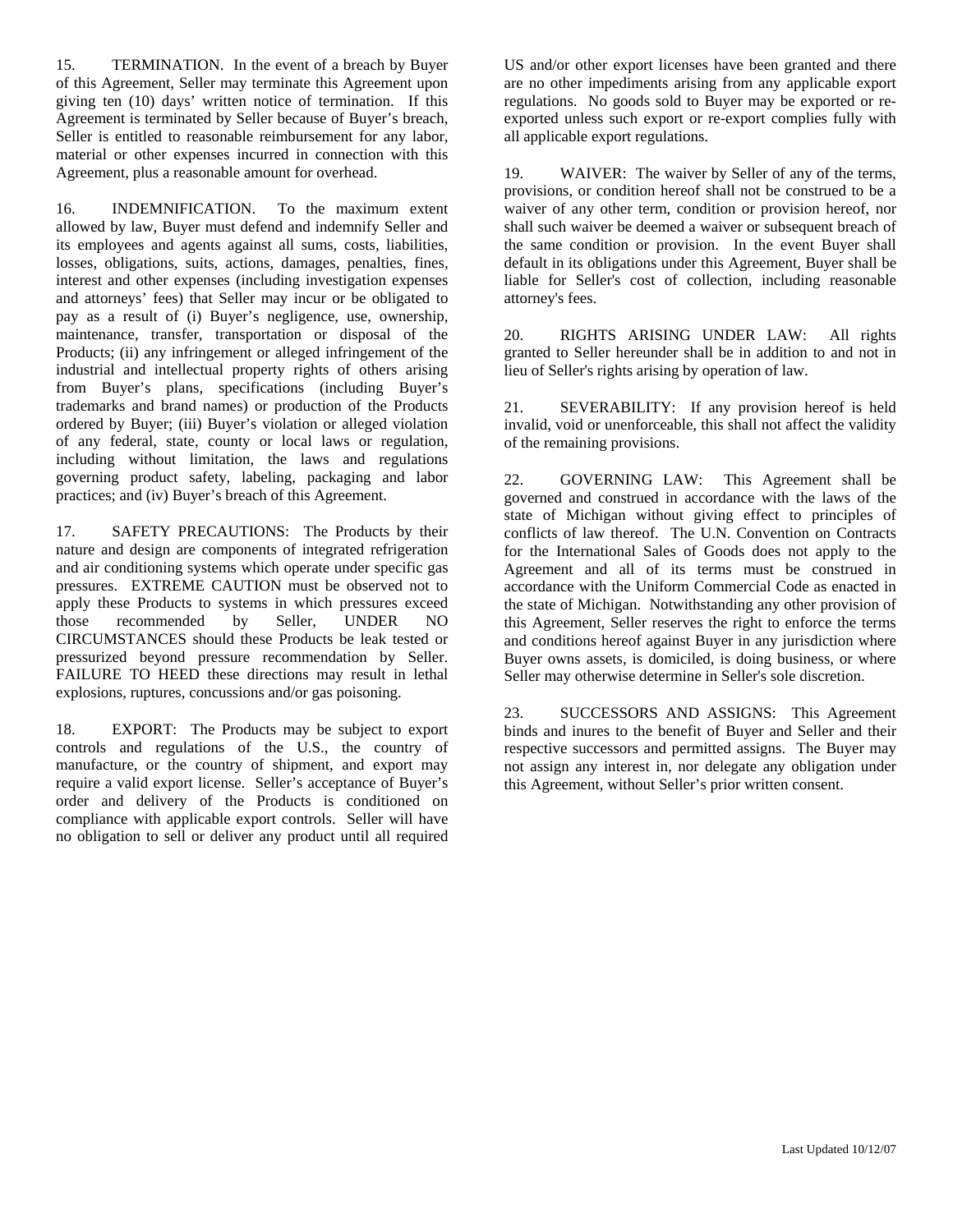15. TERMINATION. In the event of a breach by Buyer of this Agreement, Seller may terminate this Agreement upon giving ten (10) days' written notice of termination. If this Agreement is terminated by Seller because of Buyer's breach, Seller is entitled to reasonable reimbursement for any labor, material or other expenses incurred in connection with this Agreement, plus a reasonable amount for overhead.

16. INDEMNIFICATION. To the maximum extent allowed by law, Buyer must defend and indemnify Seller and its employees and agents against all sums, costs, liabilities, losses, obligations, suits, actions, damages, penalties, fines, interest and other expenses (including investigation expenses and attorneys' fees) that Seller may incur or be obligated to pay as a result of (i) Buyer's negligence, use, ownership, maintenance, transfer, transportation or disposal of the Products; (ii) any infringement or alleged infringement of the industrial and intellectual property rights of others arising from Buyer's plans, specifications (including Buyer's trademarks and brand names) or production of the Products ordered by Buyer; (iii) Buyer's violation or alleged violation of any federal, state, county or local laws or regulation, including without limitation, the laws and regulations governing product safety, labeling, packaging and labor practices; and (iv) Buyer's breach of this Agreement.

17. SAFETY PRECAUTIONS: The Products by their nature and design are components of integrated refrigeration and air conditioning systems which operate under specific gas pressures. EXTREME CAUTION must be observed not to apply these Products to systems in which pressures exceed those recommended by Seller, UNDER NO CIRCUMSTANCES should these Products be leak tested or pressurized beyond pressure recommendation by Seller. FAILURE TO HEED these directions may result in lethal explosions, ruptures, concussions and/or gas poisoning.

18. EXPORT: The Products may be subject to export controls and regulations of the U.S., the country of manufacture, or the country of shipment, and export may require a valid export license. Seller's acceptance of Buyer's order and delivery of the Products is conditioned on compliance with applicable export controls. Seller will have no obligation to sell or deliver any product until all required US and/or other export licenses have been granted and there are no other impediments arising from any applicable export regulations. No goods sold to Buyer may be exported or re-exported unless such export or re-export complies fully with all applicable export regulations.

19. WAIVER: The waiver by Seller of any of the terms, provisions, or condition hereof shall not be construed to be a waiver of any other term, condition or provision hereof, nor shall such waiver be deemed a waiver or subsequent breach of the same condition or provision. In the event Buyer shall default in its obligations under this Agreement, Buyer shall be liable for Seller's cost of collection, including reasonable attorney's fees.

20. RIGHTS ARISING UNDER LAW: All rights granted to Seller hereunder shall be in addition to and not in lieu of Seller's rights arising by operation of law.

21. SEVERABILITY: If any provision hereof is held invalid, void or unenforceable, this shall not affect the validity of the remaining provisions.

22. GOVERNING LAW: This Agreement shall be governed and construed in accordance with the laws of the state of Michigan without giving effect to principles of conflicts of law thereof. The U.N. Convention on Contracts for the International Sales of Goods does not apply to the Agreement and all of its terms must be construed in accordance with the Uniform Commercial Code as enacted in the state of Michigan. Notwithstanding any other provision of this Agreement, Seller reserves the right to enforce the terms and conditions hereof against Buyer in any jurisdiction where Buyer owns assets, is domiciled, is doing business, or where Seller may otherwise determine in Seller's sole discretion.

23. SUCCESSORS AND ASSIGNS: This Agreement binds and inures to the benefit of Buyer and Seller and their respective successors and permitted assigns. The Buyer may not assign any interest in, nor delegate any obligation under this Agreement, without Seller's prior written consent.

Last Updated 10/12/07